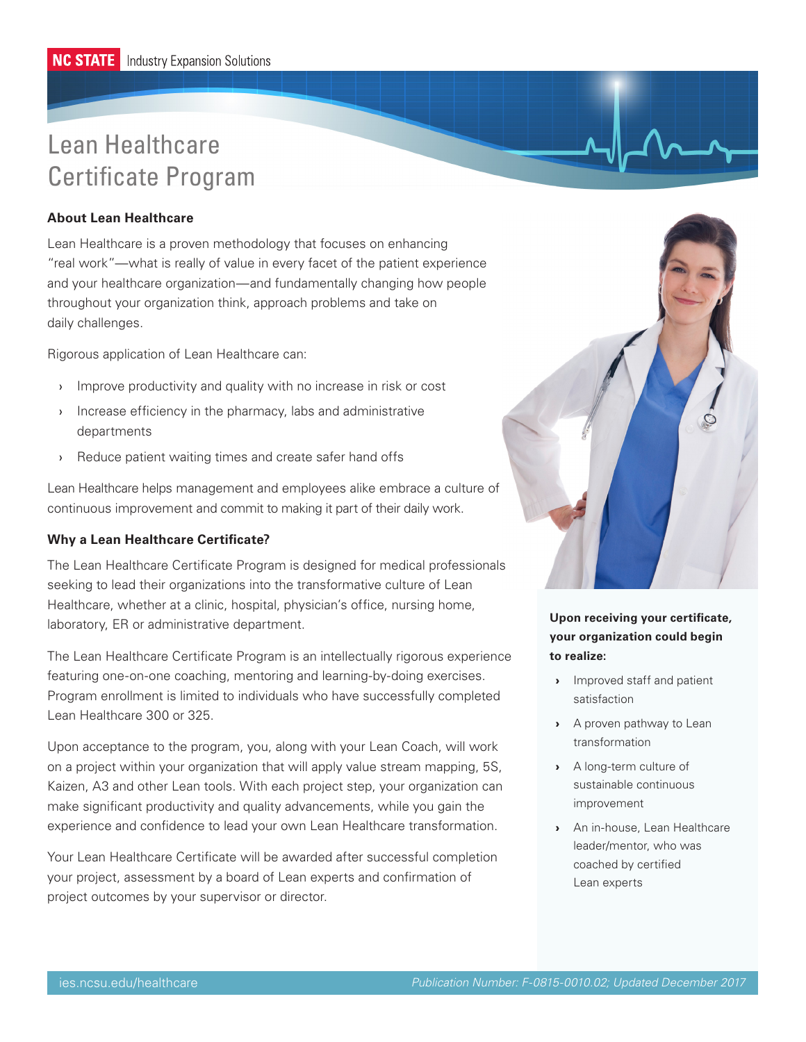NC STATE Industry Expansion Solutions

# Lean Healthcare Certificate Program

### About Lean Healthcare

Lean Healthcare is a proven methodology that focuses on enhancing "real work"—what is really of value in every facet of the patient experience and your healthcare organization—and fundamentally changing how people throughout your organization think, approach problems and take on daily challenges.

Rigorous application of Lean Healthcare can:

- Improve productivity and quality with no increase in risk or cost
- Increase efficiency in the pharmacy, labs and administrative departments
- Reduce patient waiting times and create safer hand offs

Lean Healthcare helps management and employees alike embrace a culture of continuous improvement and commit to making it part of their daily work.

### Why a Lean Healthcare Certificate?

The Lean Healthcare Certificate Program is designed for medical professionals seeking to lead their organizations into the transformative culture of Lean Healthcare, whether at a clinic, hospital, physician's office, nursing home, laboratory, ER or administrative department.

The Lean Healthcare Certificate Program is an intellectually rigorous experience featuring one-on-one coaching, mentoring and learning-by-doing exercises. Program enrollment is limited to individuals who have successfully completed Lean Healthcare 300 or 325.

Upon acceptance to the program, you, along with your Lean Coach, will work on a project within your organization that will apply value stream mapping, 5S, Kaizen, A3 and other Lean tools. With each project step, your organization can make significant productivity and quality advancements, while you gain the experience and confidence to lead your own Lean Healthcare transformation.

Your Lean Healthcare Certificate will be awarded after successful completion your project, assessment by a board of Lean experts and confirmation of project outcomes by your supervisor or director.

**Upon receiving your certificate, your organization could begin to realize:**

- Improved staff and patient satisfaction
- A proven pathway to Lean transformation
- A long-term culture of sustainable continuous improvement
- An in-house, Lean Healthcare leader/mentor, who was coached by certified Lean experts

ies.ncsu.edu/healthcare

*Publication Number: F-0815-0010.02; Updated December 2017*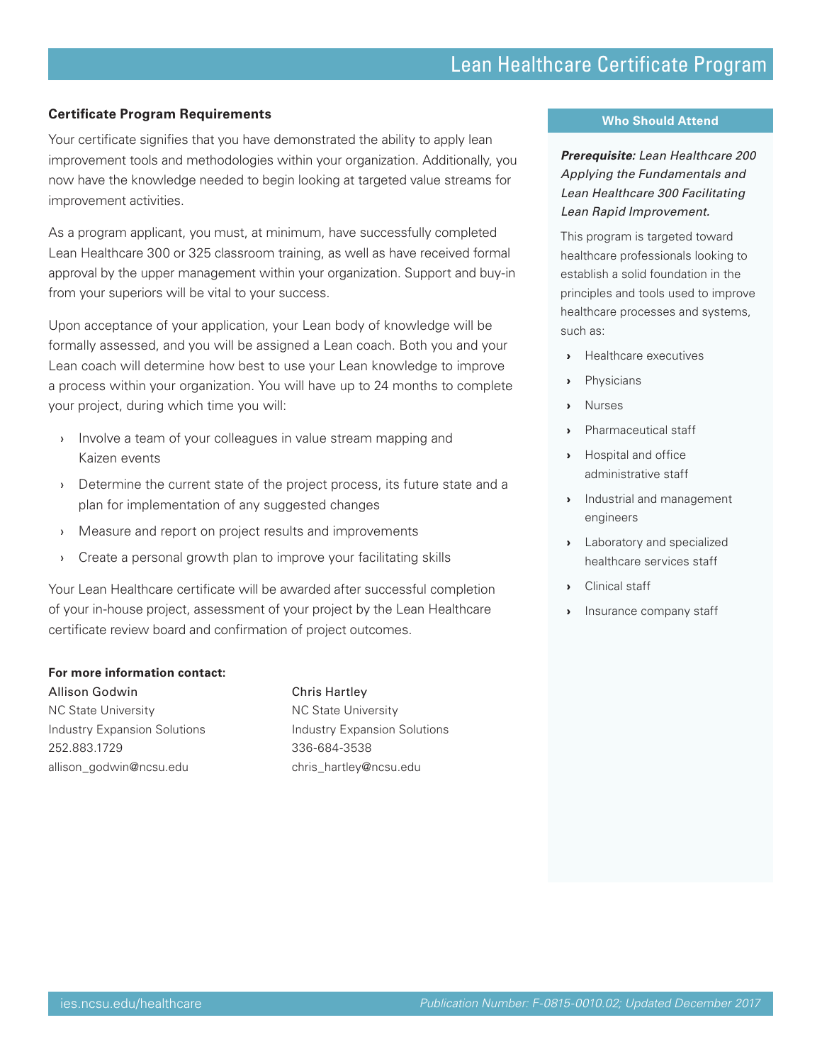## Certificate Program Requirements

Your certificate signifies that you have demonstrated the ability to apply lean improvement tools and methodologies within your organization. Additionally, you now have the knowledge needed to begin looking at targeted value streams for improvement activities.

As a program applicant, you must, at minimum, have successfully completed Lean Healthcare 300 or 325 classroom training, as well as have received formal approval by the upper management within your organization. Support and buy-in from your superiors will be vital to your success.

Upon acceptance of your application, your Lean body of knowledge will be formally assessed, and you will be assigned a Lean coach. Both you and your Lean coach will determine how best to use your Lean knowledge to improve a process within your organization. You will have up to 24 months to complete your project, during which time you will:

- Involve a team of your colleagues in value stream mapping and Kaizen events
- Determine the current state of the project process, its future state and a plan for implementation of any suggested changes
- Measure and report on project results and improvements
- Create a personal growth plan to improve your facilitating skills

Your Lean Healthcare certificate will be awarded after successful completion of your in-house project, assessment of your project by the Lean Healthcare certificate review board and confirmation of project outcomes.

**For more information contact:**

Allison Godwin
NC State University
Industry Expansion Solutions
252.883.1729
allison_godwin@ncsu.edu

Chris Hartley
NC State University
Industry Expansion Solutions
336-684-3538
chris_hartley@ncsu.edu

### Who Should Attend

***Prerequisite:*** *Lean Healthcare 200 Applying the Fundamentals and Lean Healthcare 300 Facilitating Lean Rapid Improvement.*

This program is targeted toward healthcare professionals looking to establish a solid foundation in the principles and tools used to improve healthcare processes and systems, such as:

- Healthcare executives
- Physicians
- Nurses
- Pharmaceutical staff
- Hospital and office administrative staff
- Industrial and management engineers
- Laboratory and specialized healthcare services staff
- Clinical staff
- Insurance company staff

ies.ncsu.edu/healthcare

*Publication Number: F-0815-0010.02; Updated December 2017*